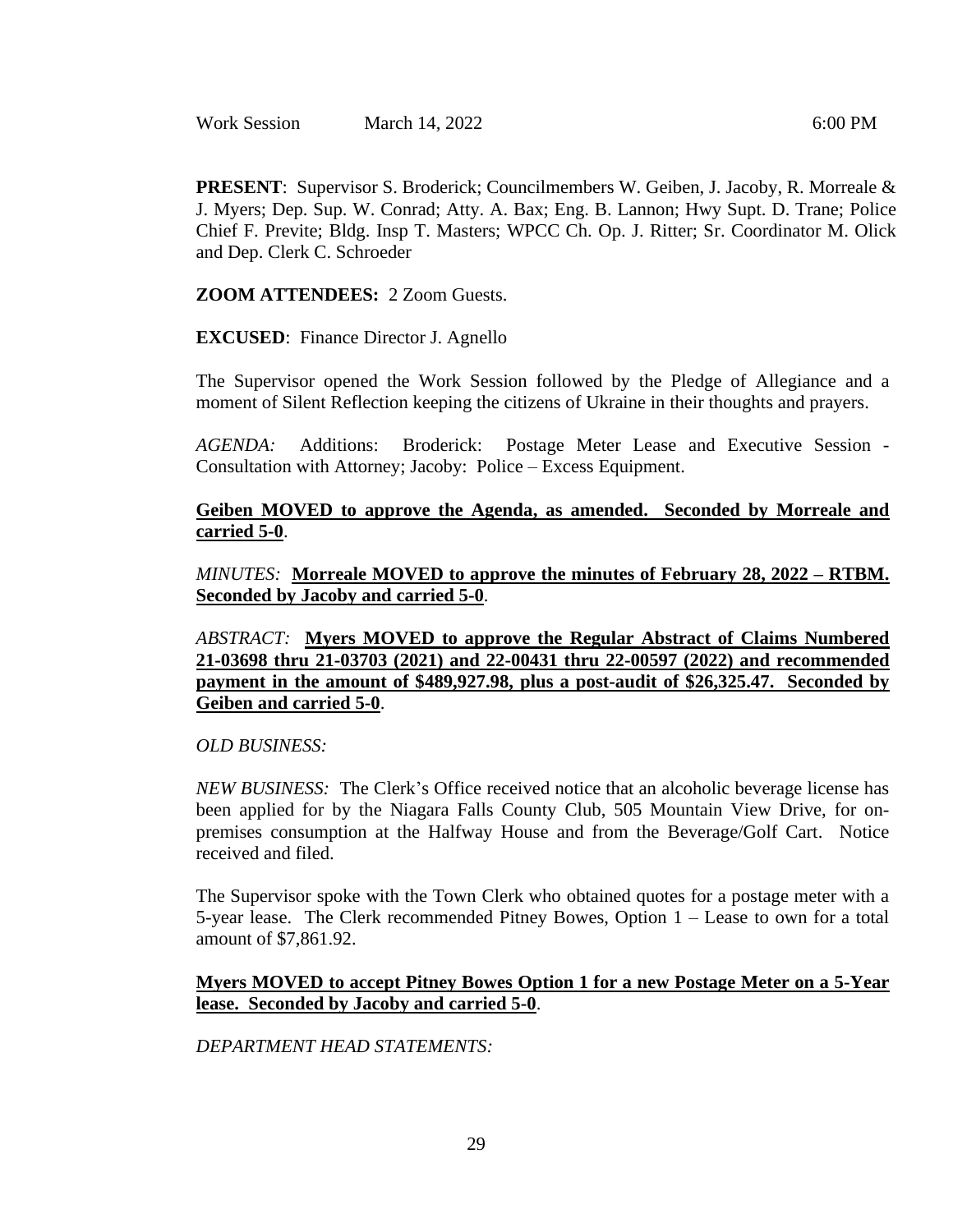Work Session March 14, 2022 6:00 PM

**PRESENT**: Supervisor S. Broderick; Councilmembers W. Geiben, J. Jacoby, R. Morreale & J. Myers; Dep. Sup. W. Conrad; Atty. A. Bax; Eng. B. Lannon; Hwy Supt. D. Trane; Police Chief F. Previte; Bldg. Insp T. Masters; WPCC Ch. Op. J. Ritter; Sr. Coordinator M. Olick and Dep. Clerk C. Schroeder

**ZOOM ATTENDEES:** 2 Zoom Guests.

**EXCUSED**: Finance Director J. Agnello

The Supervisor opened the Work Session followed by the Pledge of Allegiance and a moment of Silent Reflection keeping the citizens of Ukraine in their thoughts and prayers.

*AGENDA:* Additions: Broderick: Postage Meter Lease and Executive Session - Consultation with Attorney; Jacoby: Police – Excess Equipment.

**Geiben MOVED to approve the Agenda, as amended. Seconded by Morreale and carried 5-0**.

*MINUTES:* **Morreale MOVED to approve the minutes of February 28, 2022 – RTBM. Seconded by Jacoby and carried 5-0**.

*ABSTRACT:* **Myers MOVED to approve the Regular Abstract of Claims Numbered 21-03698 thru 21-03703 (2021) and 22-00431 thru 22-00597 (2022) and recommended payment in the amount of $489,927.98, plus a post-audit of $26,325.47. Seconded by Geiben and carried 5-0**.

*OLD BUSINESS:*

*NEW BUSINESS:* The Clerk's Office received notice that an alcoholic beverage license has been applied for by the Niagara Falls County Club, 505 Mountain View Drive, for on-premises consumption at the Halfway House and from the Beverage/Golf Cart. Notice received and filed.

The Supervisor spoke with the Town Clerk who obtained quotes for a postage meter with a 5-year lease. The Clerk recommended Pitney Bowes, Option 1 – Lease to own for a total amount of $7,861.92.

**Myers MOVED to accept Pitney Bowes Option 1 for a new Postage Meter on a 5-Year lease. Seconded by Jacoby and carried 5-0**.

*DEPARTMENT HEAD STATEMENTS:*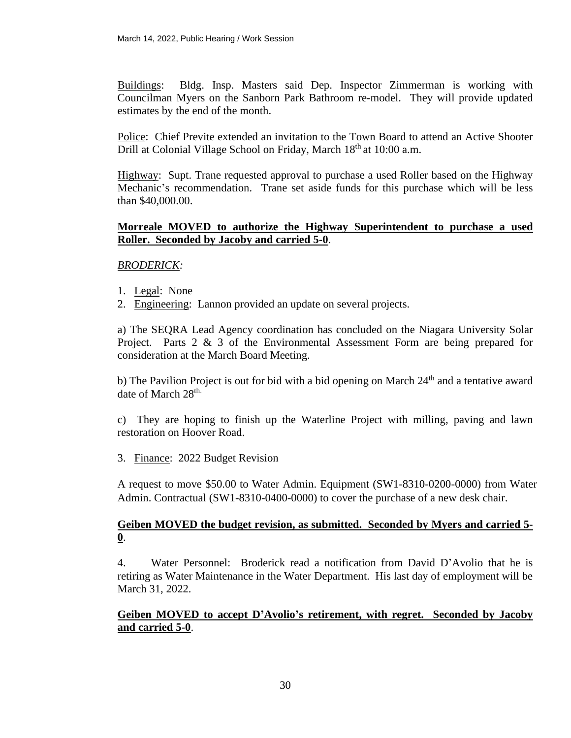Buildings: Bldg. Insp. Masters said Dep. Inspector Zimmerman is working with Councilman Myers on the Sanborn Park Bathroom re-model. They will provide updated estimates by the end of the month.

Police: Chief Previte extended an invitation to the Town Board to attend an Active Shooter Drill at Colonial Village School on Friday, March 18th at 10:00 a.m.

Highway: Supt. Trane requested approval to purchase a used Roller based on the Highway Mechanic's recommendation. Trane set aside funds for this purchase which will be less than $40,000.00.

**Morreale MOVED to authorize the Highway Superintendent to purchase a used Roller. Seconded by Jacoby and carried 5-0**.

*BRODERICK:*

1. Legal: None
2. Engineering: Lannon provided an update on several projects.

a) The SEQRA Lead Agency coordination has concluded on the Niagara University Solar Project. Parts 2 & 3 of the Environmental Assessment Form are being prepared for consideration at the March Board Meeting.

b) The Pavilion Project is out for bid with a bid opening on March 24th and a tentative award date of March 28th.

c) They are hoping to finish up the Waterline Project with milling, paving and lawn restoration on Hoover Road.

3. Finance: 2022 Budget Revision

A request to move $50.00 to Water Admin. Equipment (SW1-8310-0200-0000) from Water Admin. Contractual (SW1-8310-0400-0000) to cover the purchase of a new desk chair.

**Geiben MOVED the budget revision, as submitted. Seconded by Myers and carried 5-0**.

4. Water Personnel: Broderick read a notification from David D'Avolio that he is retiring as Water Maintenance in the Water Department. His last day of employment will be March 31, 2022.

**Geiben MOVED to accept D'Avolio's retirement, with regret. Seconded by Jacoby and carried 5-0**.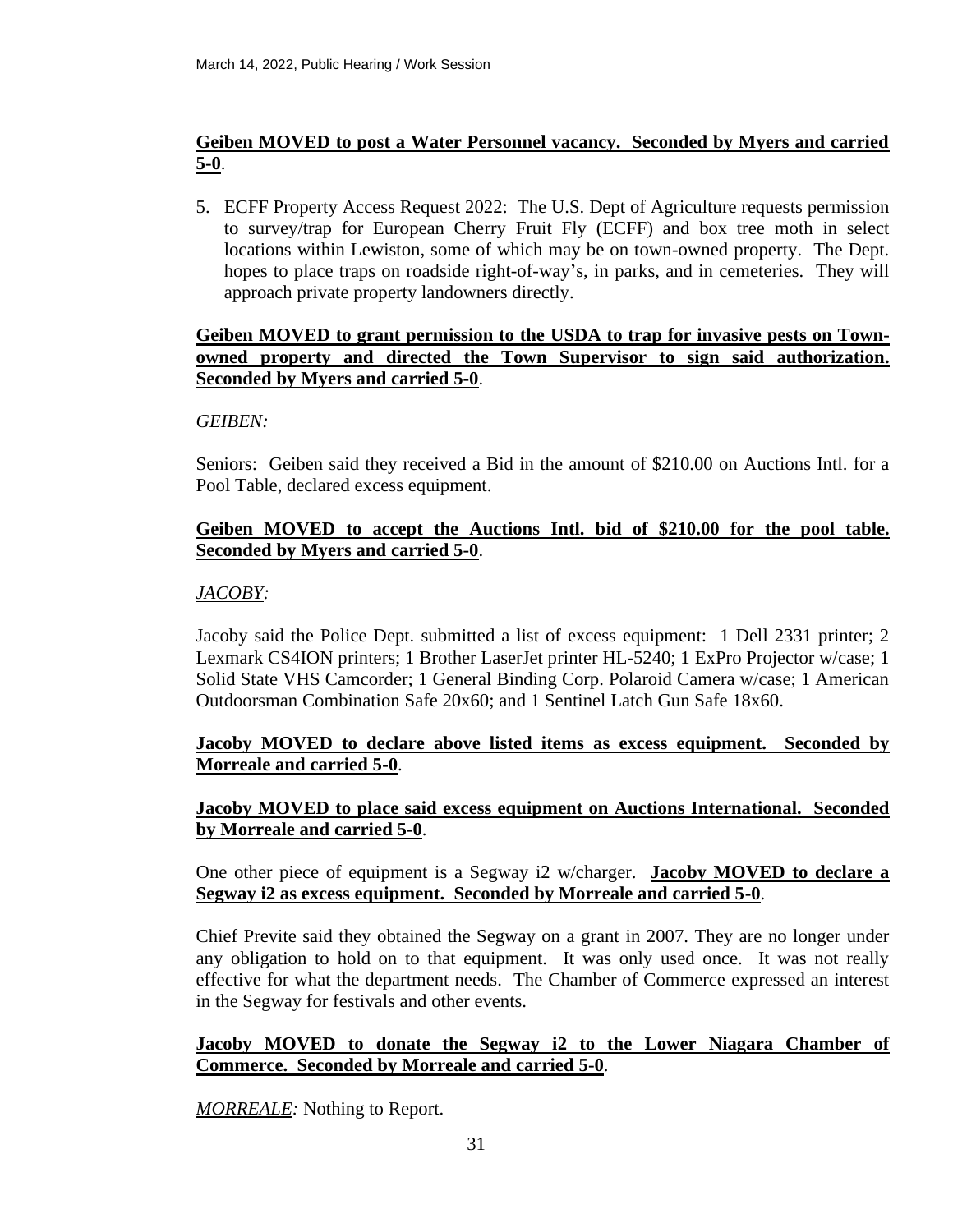**Geiben MOVED to post a Water Personnel vacancy. Seconded by Myers and carried 5-0**.

5. ECFF Property Access Request 2022: The U.S. Dept of Agriculture requests permission to survey/trap for European Cherry Fruit Fly (ECFF) and box tree moth in select locations within Lewiston, some of which may be on town-owned property. The Dept. hopes to place traps on roadside right-of-way's, in parks, and in cemeteries. They will approach private property landowners directly.

**Geiben MOVED to grant permission to the USDA to trap for invasive pests on Town-owned property and directed the Town Supervisor to sign said authorization. Seconded by Myers and carried 5-0**.

*GEIBEN:*

Seniors: Geiben said they received a Bid in the amount of $210.00 on Auctions Intl. for a Pool Table, declared excess equipment.

**Geiben MOVED to accept the Auctions Intl. bid of $210.00 for the pool table. Seconded by Myers and carried 5-0**.

*JACOBY:*

Jacoby said the Police Dept. submitted a list of excess equipment: 1 Dell 2331 printer; 2 Lexmark CS4ION printers; 1 Brother LaserJet printer HL-5240; 1 ExPro Projector w/case; 1 Solid State VHS Camcorder; 1 General Binding Corp. Polaroid Camera w/case; 1 American Outdoorsman Combination Safe 20x60; and 1 Sentinel Latch Gun Safe 18x60.

**Jacoby MOVED to declare above listed items as excess equipment. Seconded by Morreale and carried 5-0**.

**Jacoby MOVED to place said excess equipment on Auctions International. Seconded by Morreale and carried 5-0**.

One other piece of equipment is a Segway i2 w/charger. **Jacoby MOVED to declare a Segway i2 as excess equipment. Seconded by Morreale and carried 5-0**.

Chief Previte said they obtained the Segway on a grant in 2007. They are no longer under any obligation to hold on to that equipment. It was only used once. It was not really effective for what the department needs. The Chamber of Commerce expressed an interest in the Segway for festivals and other events.

**Jacoby MOVED to donate the Segway i2 to the Lower Niagara Chamber of Commerce. Seconded by Morreale and carried 5-0**.

*MORREALE:* Nothing to Report.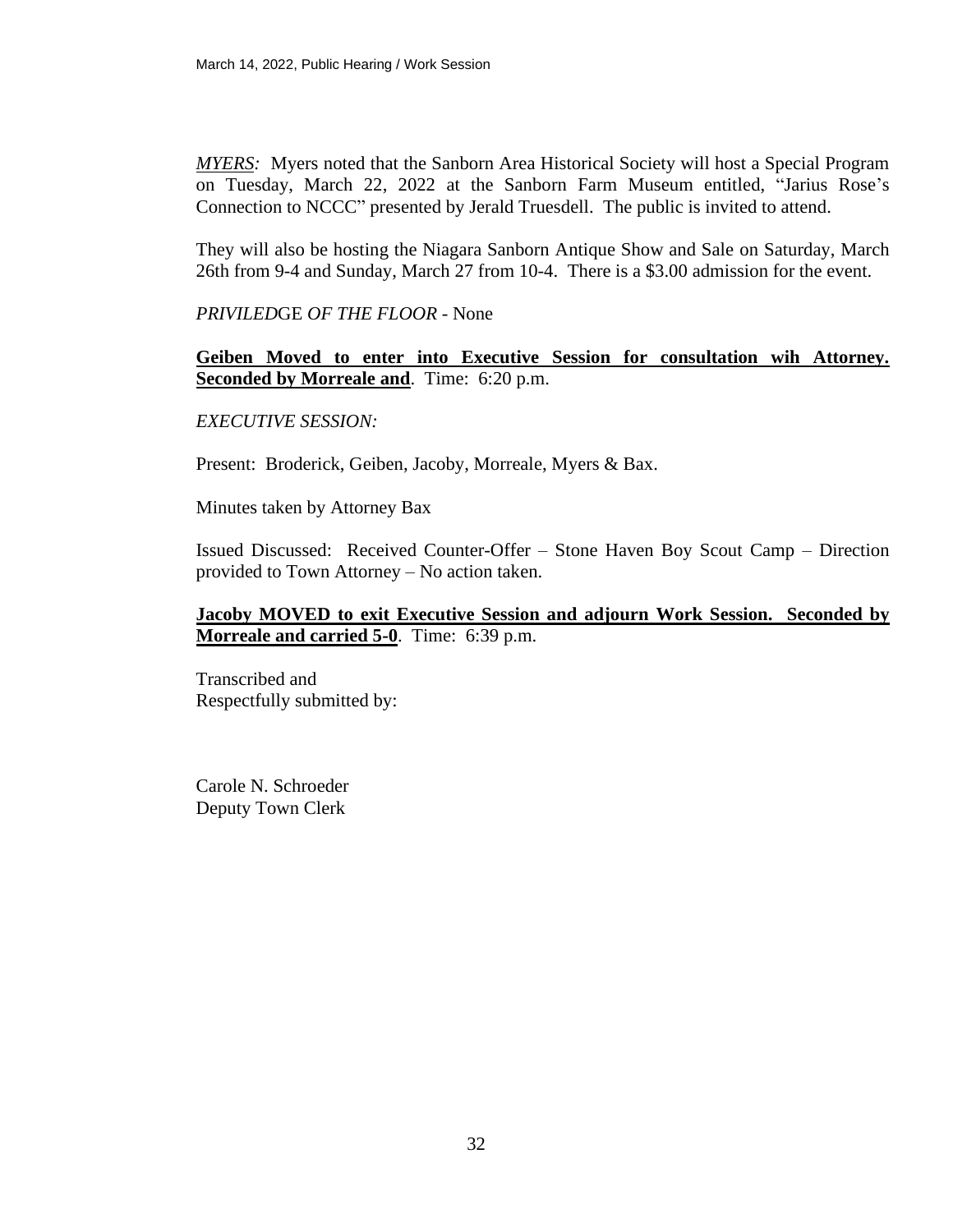***MYERS:*** Myers noted that the Sanborn Area Historical Society will host a Special Program on Tuesday, March 22, 2022 at the Sanborn Farm Museum entitled, "Jarius Rose's Connection to NCCC" presented by Jerald Truesdell. The public is invited to attend.

They will also be hosting the Niagara Sanborn Antique Show and Sale on Saturday, March 26th from 9-4 and Sunday, March 27 from 10-4. There is a $3.00 admission for the event.

*PRIVILED*GE *OF THE FLOOR* - None

**Geiben Moved to enter into Executive Session for consultation wih Attorney. Seconded by Morreale and**. Time: 6:20 p.m.

*EXECUTIVE SESSION:*

Present: Broderick, Geiben, Jacoby, Morreale, Myers & Bax.

Minutes taken by Attorney Bax

Issued Discussed: Received Counter-Offer – Stone Haven Boy Scout Camp – Direction provided to Town Attorney – No action taken.

**Jacoby MOVED to exit Executive Session and adjourn Work Session. Seconded by Morreale and carried 5-0**. Time: 6:39 p.m.

Transcribed and
Respectfully submitted by:

Carole N. Schroeder
Deputy Town Clerk